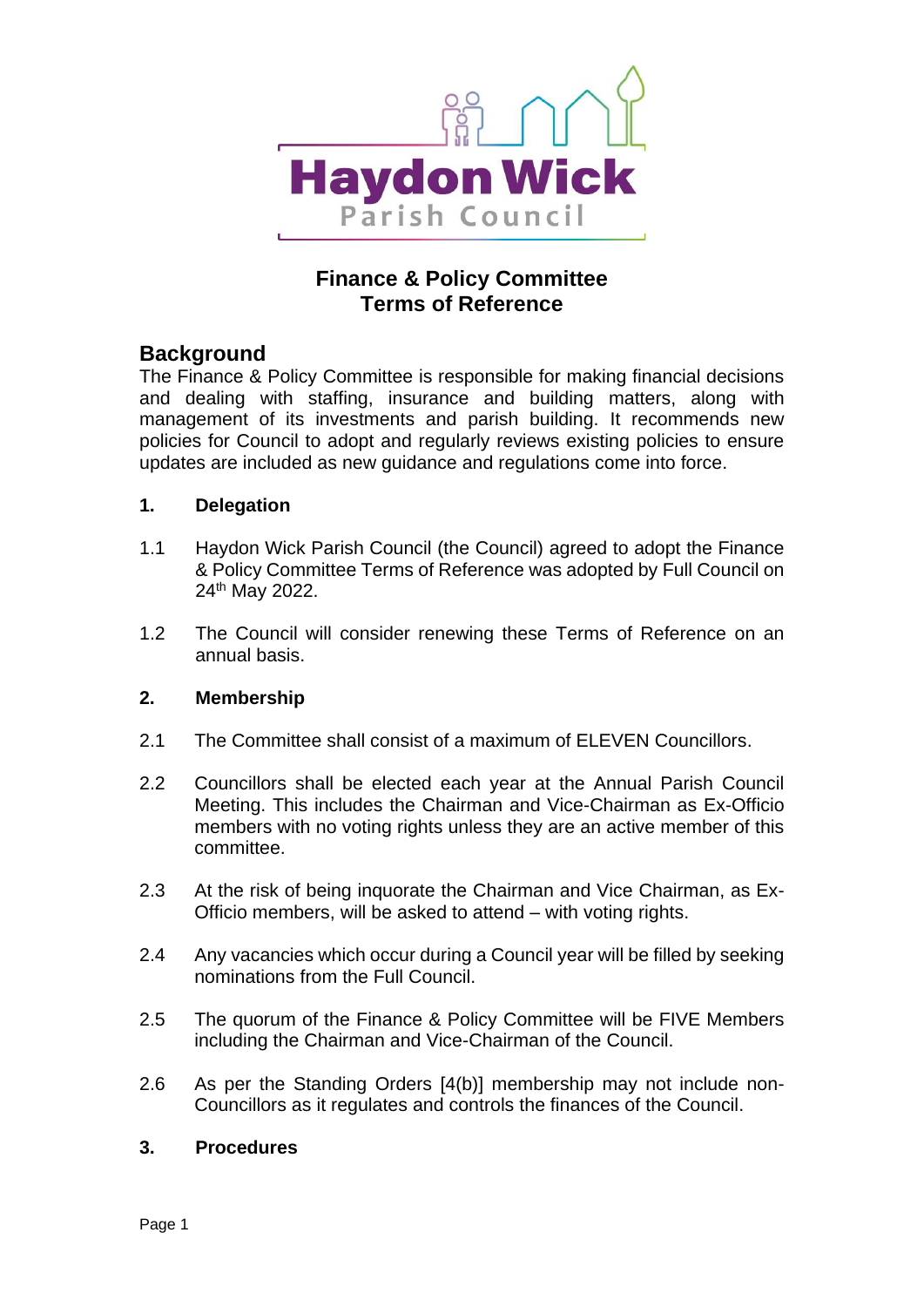# Finance & Policy Committee
# Terms of Reference

## Background

The Finance & Policy Committee is responsible for making financial decisions and dealing with staffing, insurance and building matters, along with management of its investments and parish building. It recommends new policies for Council to adopt and regularly reviews existing policies to ensure updates are included as new guidance and regulations come into force.

### 1. Delegation

1.1 Haydon Wick Parish Council (the Council) agreed to adopt the Finance & Policy Committee Terms of Reference was adopted by Full Council on 24th May 2022.

1.2 The Council will consider renewing these Terms of Reference on an annual basis.

### 2. Membership

2.1 The Committee shall consist of a maximum of ELEVEN Councillors.

2.2 Councillors shall be elected each year at the Annual Parish Council Meeting. This includes the Chairman and Vice-Chairman as Ex-Officio members with no voting rights unless they are an active member of this committee.

2.3 At the risk of being inquorate the Chairman and Vice Chairman, as Ex-Officio members, will be asked to attend – with voting rights.

2.4 Any vacancies which occur during a Council year will be filled by seeking nominations from the Full Council.

2.5 The quorum of the Finance & Policy Committee will be FIVE Members including the Chairman and Vice-Chairman of the Council.

2.6 As per the Standing Orders [4(b)] membership may not include non-Councillors as it regulates and controls the finances of the Council.

### 3. Procedures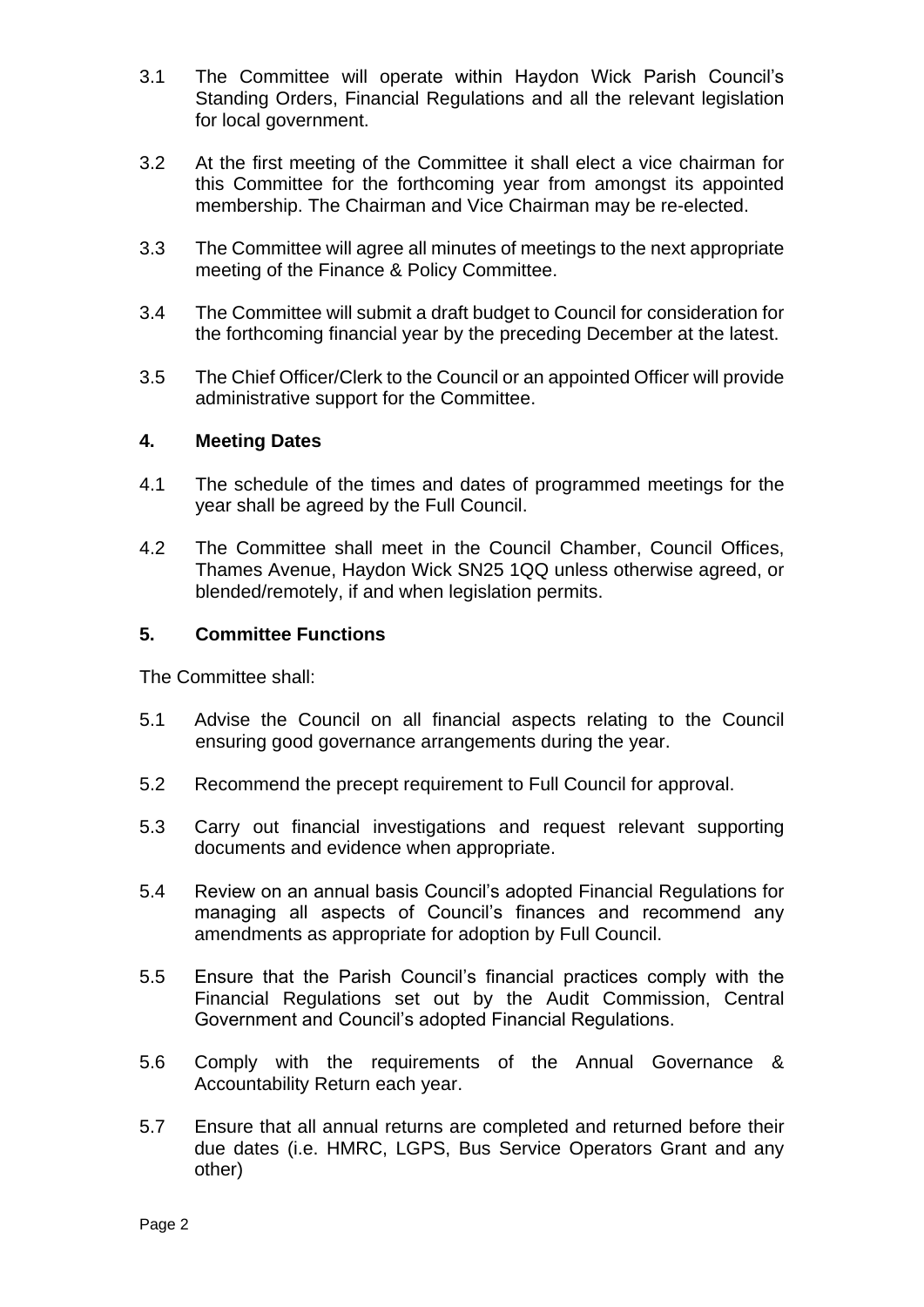3.1 The Committee will operate within Haydon Wick Parish Council's Standing Orders, Financial Regulations and all the relevant legislation for local government.

3.2 At the first meeting of the Committee it shall elect a vice chairman for this Committee for the forthcoming year from amongst its appointed membership. The Chairman and Vice Chairman may be re-elected.

3.3 The Committee will agree all minutes of meetings to the next appropriate meeting of the Finance & Policy Committee.

3.4 The Committee will submit a draft budget to Council for consideration for the forthcoming financial year by the preceding December at the latest.

3.5 The Chief Officer/Clerk to the Council or an appointed Officer will provide administrative support for the Committee.

## 4. Meeting Dates

4.1 The schedule of the times and dates of programmed meetings for the year shall be agreed by the Full Council.

4.2 The Committee shall meet in the Council Chamber, Council Offices, Thames Avenue, Haydon Wick SN25 1QQ unless otherwise agreed, or blended/remotely, if and when legislation permits.

## 5. Committee Functions

The Committee shall:

5.1 Advise the Council on all financial aspects relating to the Council ensuring good governance arrangements during the year.

5.2 Recommend the precept requirement to Full Council for approval.

5.3 Carry out financial investigations and request relevant supporting documents and evidence when appropriate.

5.4 Review on an annual basis Council's adopted Financial Regulations for managing all aspects of Council's finances and recommend any amendments as appropriate for adoption by Full Council.

5.5 Ensure that the Parish Council's financial practices comply with the Financial Regulations set out by the Audit Commission, Central Government and Council's adopted Financial Regulations.

5.6 Comply with the requirements of the Annual Governance & Accountability Return each year.

5.7 Ensure that all annual returns are completed and returned before their due dates (i.e. HMRC, LGPS, Bus Service Operators Grant and any other)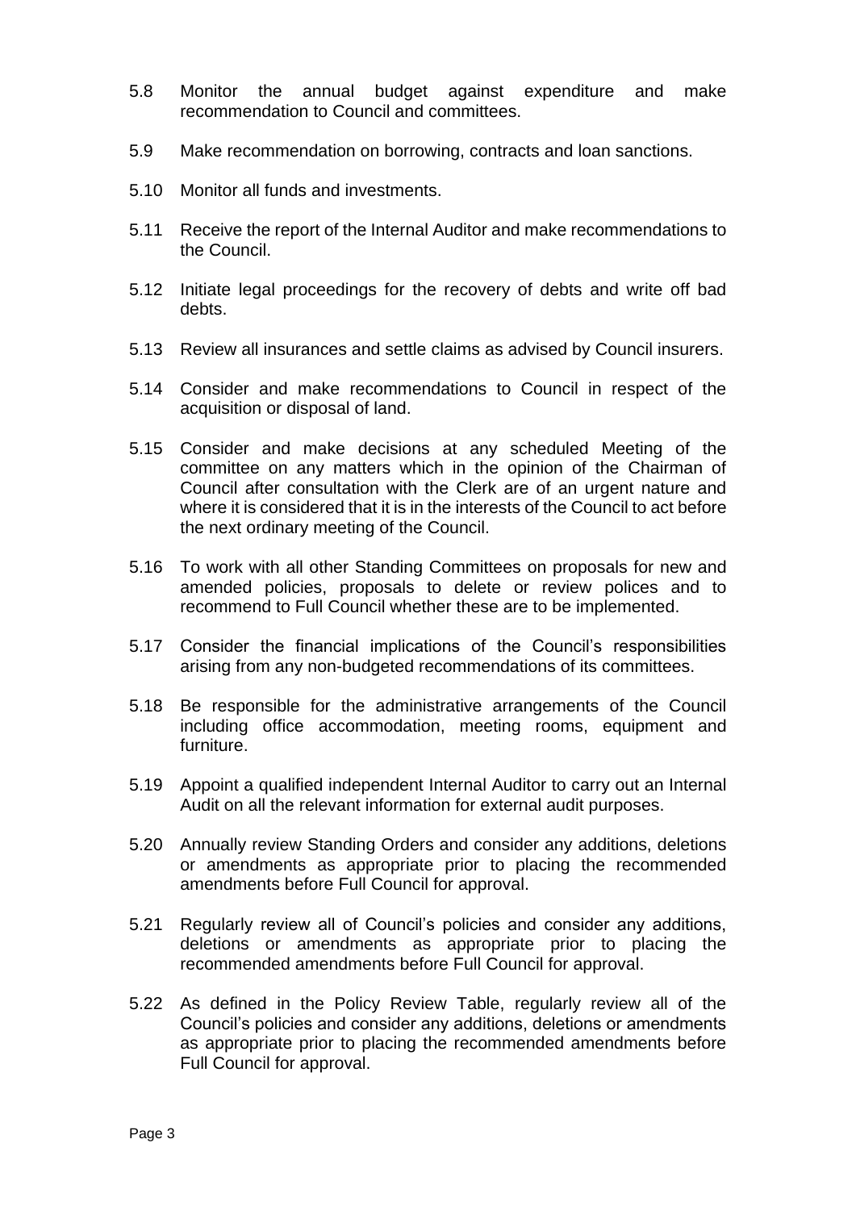5.8 Monitor the annual budget against expenditure and make recommendation to Council and committees.

5.9 Make recommendation on borrowing, contracts and loan sanctions.

5.10 Monitor all funds and investments.

5.11 Receive the report of the Internal Auditor and make recommendations to the Council.

5.12 Initiate legal proceedings for the recovery of debts and write off bad debts.

5.13 Review all insurances and settle claims as advised by Council insurers.

5.14 Consider and make recommendations to Council in respect of the acquisition or disposal of land.

5.15 Consider and make decisions at any scheduled Meeting of the committee on any matters which in the opinion of the Chairman of Council after consultation with the Clerk are of an urgent nature and where it is considered that it is in the interests of the Council to act before the next ordinary meeting of the Council.

5.16 To work with all other Standing Committees on proposals for new and amended policies, proposals to delete or review polices and to recommend to Full Council whether these are to be implemented.

5.17 Consider the financial implications of the Council's responsibilities arising from any non-budgeted recommendations of its committees.

5.18 Be responsible for the administrative arrangements of the Council including office accommodation, meeting rooms, equipment and furniture.

5.19 Appoint a qualified independent Internal Auditor to carry out an Internal Audit on all the relevant information for external audit purposes.

5.20 Annually review Standing Orders and consider any additions, deletions or amendments as appropriate prior to placing the recommended amendments before Full Council for approval.

5.21 Regularly review all of Council's policies and consider any additions, deletions or amendments as appropriate prior to placing the recommended amendments before Full Council for approval.

5.22 As defined in the Policy Review Table, regularly review all of the Council's policies and consider any additions, deletions or amendments as appropriate prior to placing the recommended amendments before Full Council for approval.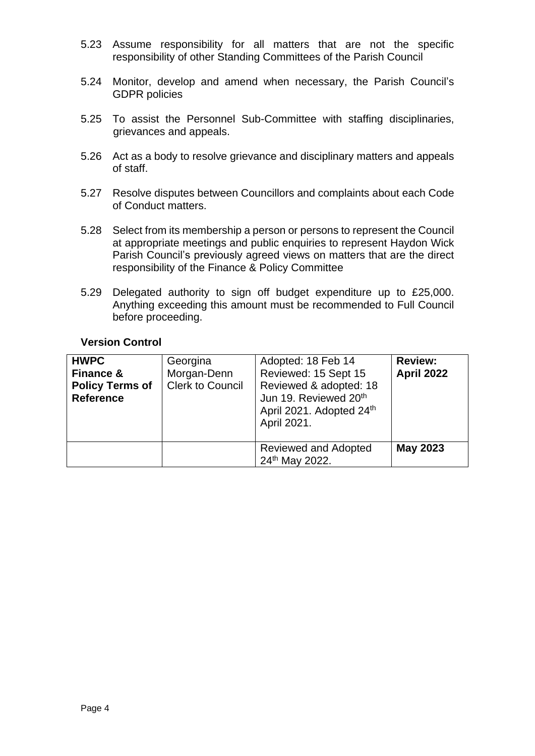5.23 Assume responsibility for all matters that are not the specific responsibility of other Standing Committees of the Parish Council

5.24 Monitor, develop and amend when necessary, the Parish Council's GDPR policies

5.25 To assist the Personnel Sub-Committee with staffing disciplinaries, grievances and appeals.

5.26 Act as a body to resolve grievance and disciplinary matters and appeals of staff.

5.27 Resolve disputes between Councillors and complaints about each Code of Conduct matters.

5.28 Select from its membership a person or persons to represent the Council at appropriate meetings and public enquiries to represent Haydon Wick Parish Council's previously agreed views on matters that are the direct responsibility of the Finance & Policy Committee

5.29 Delegated authority to sign off budget expenditure up to £25,000. Anything exceeding this amount must be recommended to Full Council before proceeding.

**Version Control**

| | | | |
|---|---|---|---|
| **HWPC Finance & Policy Terms of Reference** | Georgina Morgan-Denn Clerk to Council | Adopted: 18 Feb 14 Reviewed: 15 Sept 15 Reviewed & adopted: 18 Jun 19. Reviewed 20th April 2021. Adopted 24th April 2021. | **Review: April 2022** |
| | | Reviewed and Adopted 24th May 2022. | **May 2023** |